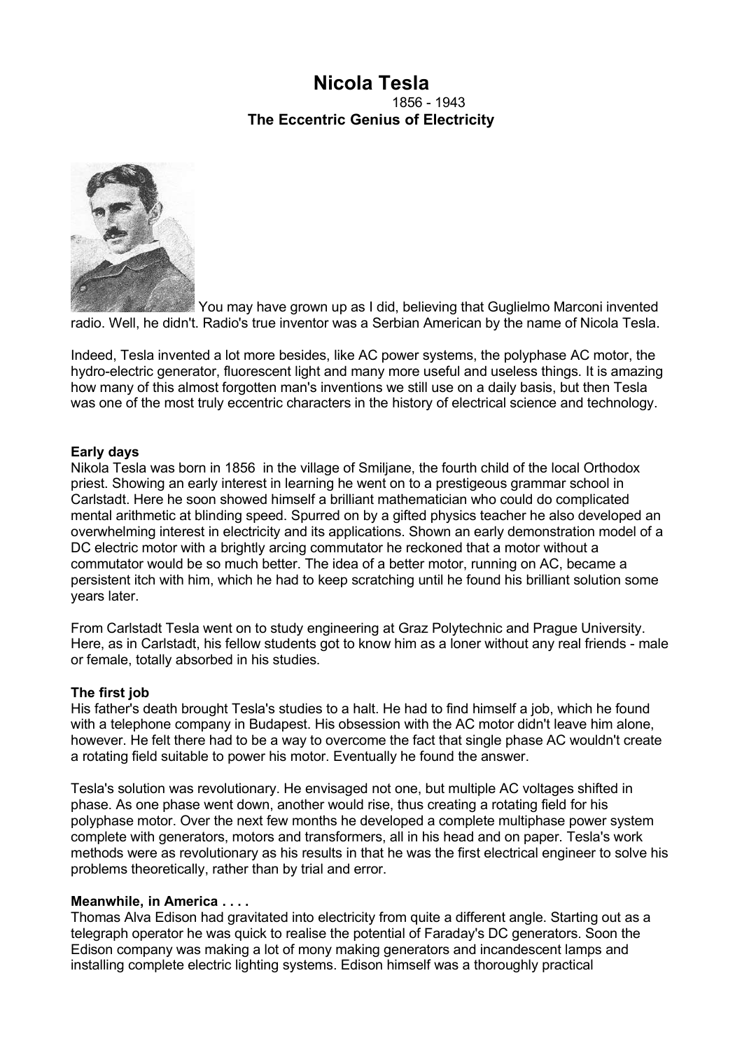# Nicola Tesla

1856 - 1943

**The Eccentric Genius of Electricity**

You may have grown up as I did, believing that Guglielmo Marconi invented radio. Well, he didn't. Radio's true inventor was a Serbian American by the name of Nicola Tesla.

Indeed, Tesla invented a lot more besides, like AC power systems, the polyphase AC motor, the hydro-electric generator, fluorescent light and many more useful and useless things. It is amazing how many of this almost forgotten man's inventions we still use on a daily basis, but then Tesla was one of the most truly eccentric characters in the history of electrical science and technology.

**Early days**

Nikola Tesla was born in 1856 in the village of Smiljane, the fourth child of the local Orthodox priest. Showing an early interest in learning he went on to a prestigeous grammar school in Carlstadt. Here he soon showed himself a brilliant mathematician who could do complicated mental arithmetic at blinding speed. Spurred on by a gifted physics teacher he also developed an overwhelming interest in electricity and its applications. Shown an early demonstration model of a DC electric motor with a brightly arcing commutator he reckoned that a motor without a commutator would be so much better. The idea of a better motor, running on AC, became a persistent itch with him, which he had to keep scratching until he found his brilliant solution some years later.

From Carlstadt Tesla went on to study engineering at Graz Polytechnic and Prague University. Here, as in Carlstadt, his fellow students got to know him as a loner without any real friends - male or female, totally absorbed in his studies.

**The first job**

His father's death brought Tesla's studies to a halt. He had to find himself a job, which he found with a telephone company in Budapest. His obsession with the AC motor didn't leave him alone, however. He felt there had to be a way to overcome the fact that single phase AC wouldn't create a rotating field suitable to power his motor. Eventually he found the answer.

Tesla's solution was revolutionary. He envisaged not one, but multiple AC voltages shifted in phase. As one phase went down, another would rise, thus creating a rotating field for his polyphase motor. Over the next few months he developed a complete multiphase power system complete with generators, motors and transformers, all in his head and on paper. Tesla's work methods were as revolutionary as his results in that he was the first electrical engineer to solve his problems theoretically, rather than by trial and error.

**Meanwhile, in America . . . .**

Thomas Alva Edison had gravitated into electricity from quite a different angle. Starting out as a telegraph operator he was quick to realise the potential of Faraday's DC generators. Soon the Edison company was making a lot of mony making generators and incandescent lamps and installing complete electric lighting systems. Edison himself was a thoroughly practical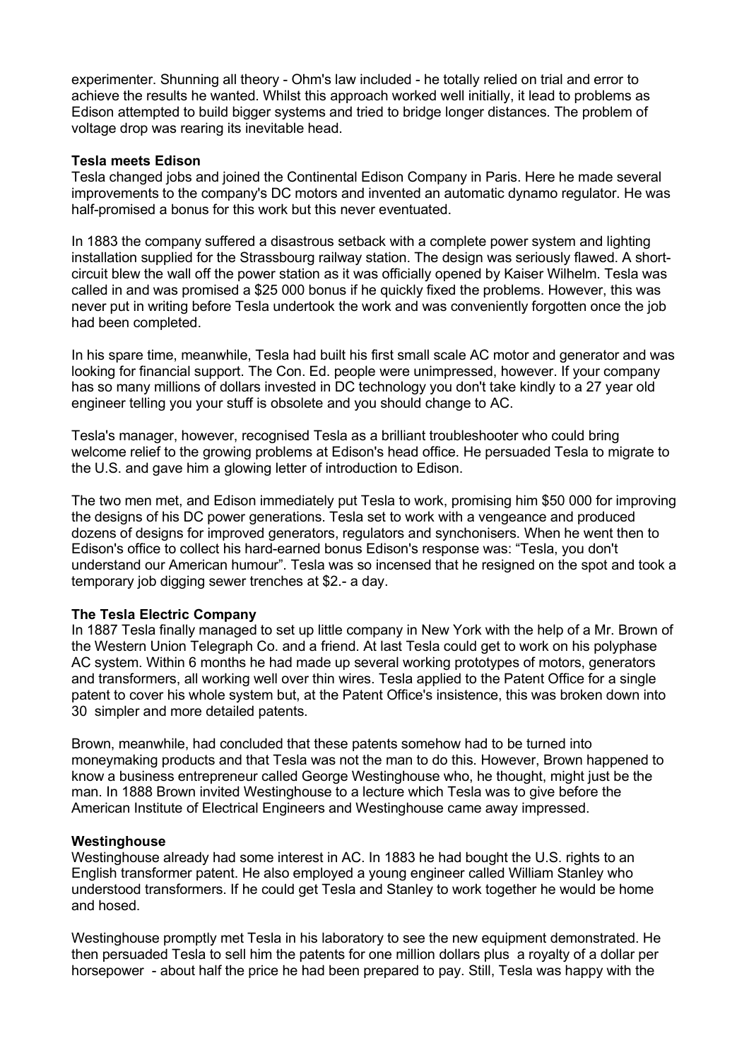experimenter. Shunning all theory - Ohm's law included - he totally relied on trial and error to achieve the results he wanted. Whilst this approach worked well initially, it lead to problems as Edison attempted to build bigger systems and tried to bridge longer distances. The problem of voltage drop was rearing its inevitable head.

**Tesla meets Edison**

Tesla changed jobs and joined the Continental Edison Company in Paris. Here he made several improvements to the company's DC motors and invented an automatic dynamo regulator. He was half-promised a bonus for this work but this never eventuated.

In 1883 the company suffered a disastrous setback with a complete power system and lighting installation supplied for the Strassbourg railway station. The design was seriously flawed. A short-circuit blew the wall off the power station as it was officially opened by Kaiser Wilhelm. Tesla was called in and was promised a $25 000 bonus if he quickly fixed the problems. However, this was never put in writing before Tesla undertook the work and was conveniently forgotten once the job had been completed.

In his spare time, meanwhile, Tesla had built his first small scale AC motor and generator and was looking for financial support. The Con. Ed. people were unimpressed, however. If your company has so many millions of dollars invested in DC technology you don't take kindly to a 27 year old engineer telling you your stuff is obsolete and you should change to AC.

Tesla's manager, however, recognised Tesla as a brilliant troubleshooter who could bring welcome relief to the growing problems at Edison's head office. He persuaded Tesla to migrate to the U.S. and gave him a glowing letter of introduction to Edison.

The two men met, and Edison immediately put Tesla to work, promising him $50 000 for improving the designs of his DC power generations. Tesla set to work with a vengeance and produced dozens of designs for improved generators, regulators and synchonisers. When he went then to Edison's office to collect his hard-earned bonus Edison's response was: "Tesla, you don't understand our American humour". Tesla was so incensed that he resigned on the spot and took a temporary job digging sewer trenches at $2.- a day.

**The Tesla Electric Company**

In 1887 Tesla finally managed to set up little company in New York with the help of a Mr. Brown of the Western Union Telegraph Co. and a friend. At last Tesla could get to work on his polyphase AC system. Within 6 months he had made up several working prototypes of motors, generators and transformers, all working well over thin wires. Tesla applied to the Patent Office for a single patent to cover his whole system but, at the Patent Office's insistence, this was broken down into 30 simpler and more detailed patents.

Brown, meanwhile, had concluded that these patents somehow had to be turned into moneymaking products and that Tesla was not the man to do this. However, Brown happened to know a business entrepreneur called George Westinghouse who, he thought, might just be the man. In 1888 Brown invited Westinghouse to a lecture which Tesla was to give before the American Institute of Electrical Engineers and Westinghouse came away impressed.

**Westinghouse**

Westinghouse already had some interest in AC. In 1883 he had bought the U.S. rights to an English transformer patent. He also employed a young engineer called William Stanley who understood transformers. If he could get Tesla and Stanley to work together he would be home and hosed.

Westinghouse promptly met Tesla in his laboratory to see the new equipment demonstrated. He then persuaded Tesla to sell him the patents for one million dollars plus a royalty of a dollar per horsepower - about half the price he had been prepared to pay. Still, Tesla was happy with the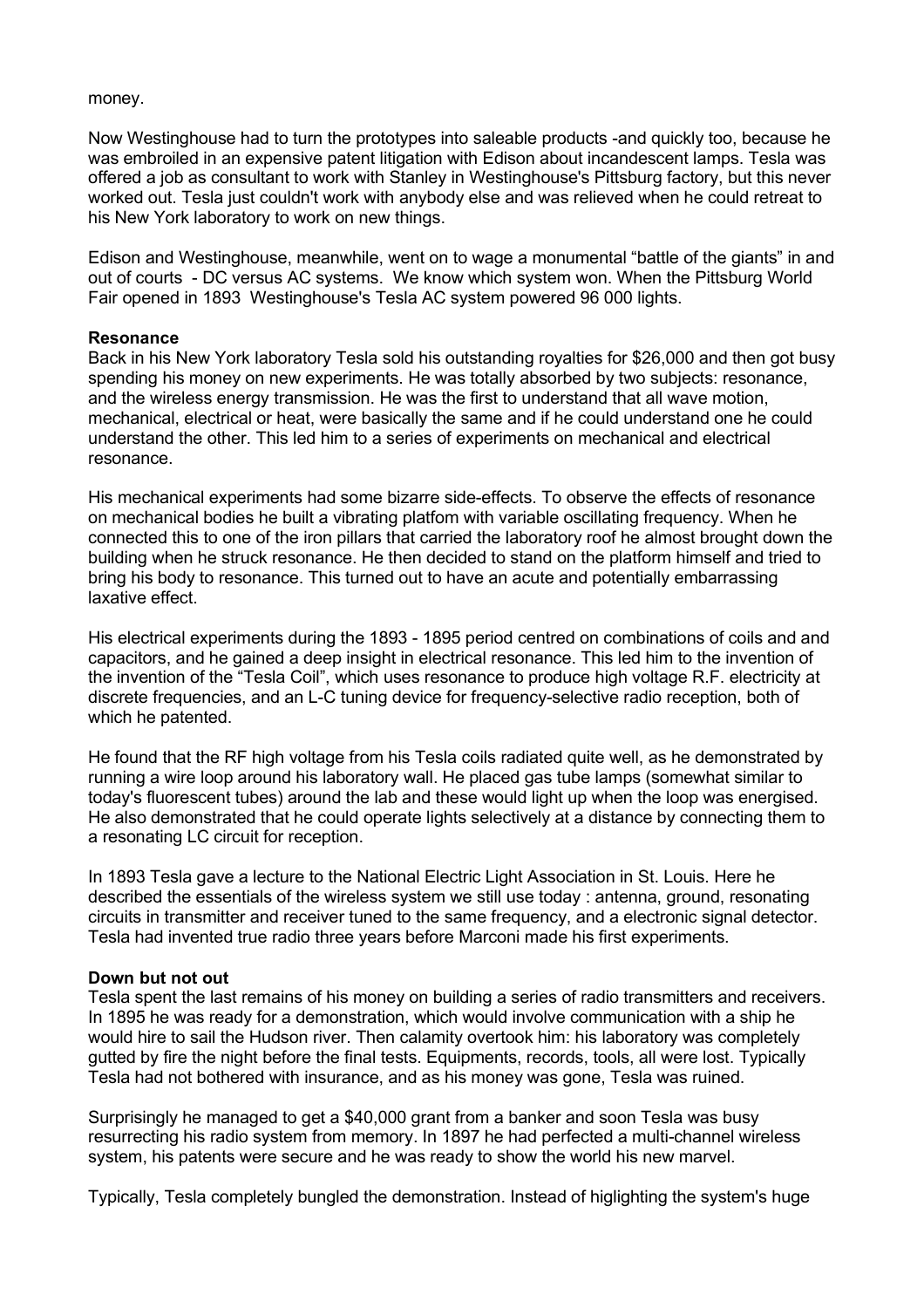money.

Now Westinghouse had to turn the prototypes into saleable products -and quickly too, because he was embroiled in an expensive patent litigation with Edison about incandescent lamps. Tesla was offered a job as consultant to work with Stanley in Westinghouse's Pittsburg factory, but this never worked out. Tesla just couldn't work with anybody else and was relieved when he could retreat to his New York laboratory to work on new things.

Edison and Westinghouse, meanwhile, went on to wage a monumental "battle of the giants" in and out of courts - DC versus AC systems. We know which system won. When the Pittsburg World Fair opened in 1893 Westinghouse's Tesla AC system powered 96 000 lights.

**Resonance**

Back in his New York laboratory Tesla sold his outstanding royalties for $26,000 and then got busy spending his money on new experiments. He was totally absorbed by two subjects: resonance, and the wireless energy transmission. He was the first to understand that all wave motion, mechanical, electrical or heat, were basically the same and if he could understand one he could understand the other. This led him to a series of experiments on mechanical and electrical resonance.

His mechanical experiments had some bizarre side-effects. To observe the effects of resonance on mechanical bodies he built a vibrating platfom with variable oscillating frequency. When he connected this to one of the iron pillars that carried the laboratory roof he almost brought down the building when he struck resonance. He then decided to stand on the platform himself and tried to bring his body to resonance. This turned out to have an acute and potentially embarrassing laxative effect.

His electrical experiments during the 1893 - 1895 period centred on combinations of coils and and capacitors, and he gained a deep insight in electrical resonance. This led him to the invention of the invention of the "Tesla Coil", which uses resonance to produce high voltage R.F. electricity at discrete frequencies, and an L-C tuning device for frequency-selective radio reception, both of which he patented.

He found that the RF high voltage from his Tesla coils radiated quite well, as he demonstrated by running a wire loop around his laboratory wall. He placed gas tube lamps (somewhat similar to today's fluorescent tubes) around the lab and these would light up when the loop was energised. He also demonstrated that he could operate lights selectively at a distance by connecting them to a resonating LC circuit for reception.

In 1893 Tesla gave a lecture to the National Electric Light Association in St. Louis. Here he described the essentials of the wireless system we still use today : antenna, ground, resonating circuits in transmitter and receiver tuned to the same frequency, and a electronic signal detector. Tesla had invented true radio three years before Marconi made his first experiments.

**Down but not out**

Tesla spent the last remains of his money on building a series of radio transmitters and receivers. In 1895 he was ready for a demonstration, which would involve communication with a ship he would hire to sail the Hudson river. Then calamity overtook him: his laboratory was completely gutted by fire the night before the final tests. Equipments, records, tools, all were lost. Typically Tesla had not bothered with insurance, and as his money was gone, Tesla was ruined.

Surprisingly he managed to get a $40,000 grant from a banker and soon Tesla was busy resurrecting his radio system from memory. In 1897 he had perfected a multi-channel wireless system, his patents were secure and he was ready to show the world his new marvel.

Typically, Tesla completely bungled the demonstration. Instead of higlighting the system's huge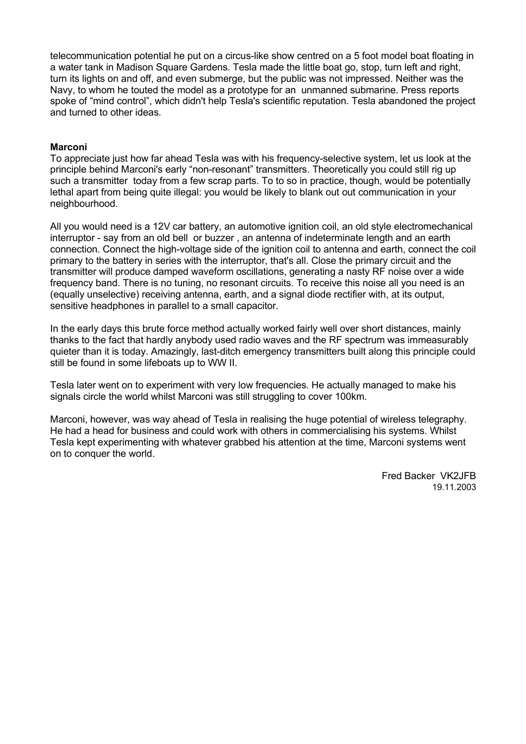telecommunication potential he put on a circus-like show centred on a 5 foot model boat floating in a water tank in Madison Square Gardens. Tesla made the little boat go, stop, turn left and right, turn its lights on and off, and even submerge, but the public was not impressed. Neither was the Navy, to whom he touted the model as a prototype for an unmanned submarine. Press reports spoke of “mind control”, which didn't help Tesla's scientific reputation. Tesla abandoned the project and turned to other ideas.

**Marconi**

To appreciate just how far ahead Tesla was with his frequency-selective system, let us look at the principle behind Marconi's early “non-resonant” transmitters. Theoretically you could still rig up such a transmitter today from a few scrap parts. To to so in practice, though, would be potentially lethal apart from being quite illegal: you would be likely to blank out out communication in your neighbourhood.

All you would need is a 12V car battery, an automotive ignition coil, an old style electromechanical interruptor - say from an old bell or buzzer , an antenna of indeterminate length and an earth connection. Connect the high-voltage side of the ignition coil to antenna and earth, connect the coil primary to the battery in series with the interruptor, that's all. Close the primary circuit and the transmitter will produce damped waveform oscillations, generating a nasty RF noise over a wide frequency band. There is no tuning, no resonant circuits. To receive this noise all you need is an (equally unselective) receiving antenna, earth, and a signal diode rectifier with, at its output, sensitive headphones in parallel to a small capacitor.

In the early days this brute force method actually worked fairly well over short distances, mainly thanks to the fact that hardly anybody used radio waves and the RF spectrum was immeasurably quieter than it is today. Amazingly, last-ditch emergency transmitters built along this principle could still be found in some lifeboats up to WW II.

Tesla later went on to experiment with very low frequencies. He actually managed to make his signals circle the world whilst Marconi was still struggling to cover 100km.

Marconi, however, was way ahead of Tesla in realising the huge potential of wireless telegraphy. He had a head for business and could work with others in commercialising his systems. Whilst Tesla kept experimenting with whatever grabbed his attention at the time, Marconi systems went on to conquer the world.

Fred Backer VK2JFB
19.11.2003